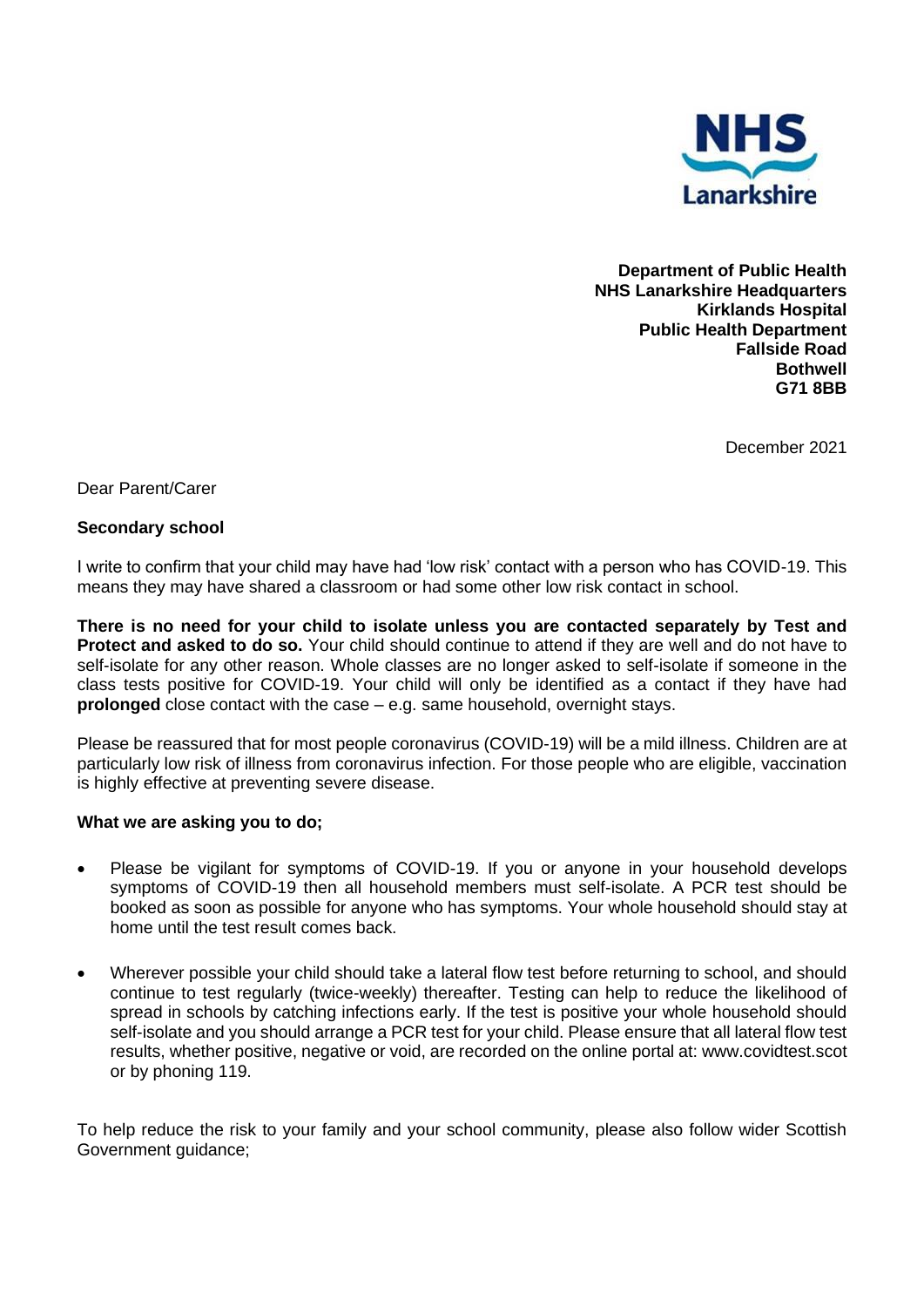NHS Lanarkshire

**Department of Public Health**
**NHS Lanarkshire Headquarters**
**Kirklands Hospital**
**Public Health Department**
**Fallside Road**
**Bothwell**
**G71 8BB**

December 2021

Dear Parent/Carer

**Secondary school**

I write to confirm that your child may have had 'low risk' contact with a person who has COVID-19. This means they may have shared a classroom or had some other low risk contact in school.

**There is no need for your child to isolate unless you are contacted separately by Test and Protect and asked to do so.** Your child should continue to attend if they are well and do not have to self-isolate for any other reason. Whole classes are no longer asked to self-isolate if someone in the class tests positive for COVID-19. Your child will only be identified as a contact if they have had **prolonged** close contact with the case – e.g. same household, overnight stays.

Please be reassured that for most people coronavirus (COVID-19) will be a mild illness. Children are at particularly low risk of illness from coronavirus infection. For those people who are eligible, vaccination is highly effective at preventing severe disease.

**What we are asking you to do;**

- Please be vigilant for symptoms of COVID-19. If you or anyone in your household develops symptoms of COVID-19 then all household members must self-isolate. A PCR test should be booked as soon as possible for anyone who has symptoms. Your whole household should stay at home until the test result comes back.

- Wherever possible your child should take a lateral flow test before returning to school, and should continue to test regularly (twice-weekly) thereafter. Testing can help to reduce the likelihood of spread in schools by catching infections early. If the test is positive your whole household should self-isolate and you should arrange a PCR test for your child. Please ensure that all lateral flow test results, whether positive, negative or void, are recorded on the online portal at: www.covidtest.scot or by phoning 119.

To help reduce the risk to your family and your school community, please also follow wider Scottish Government guidance;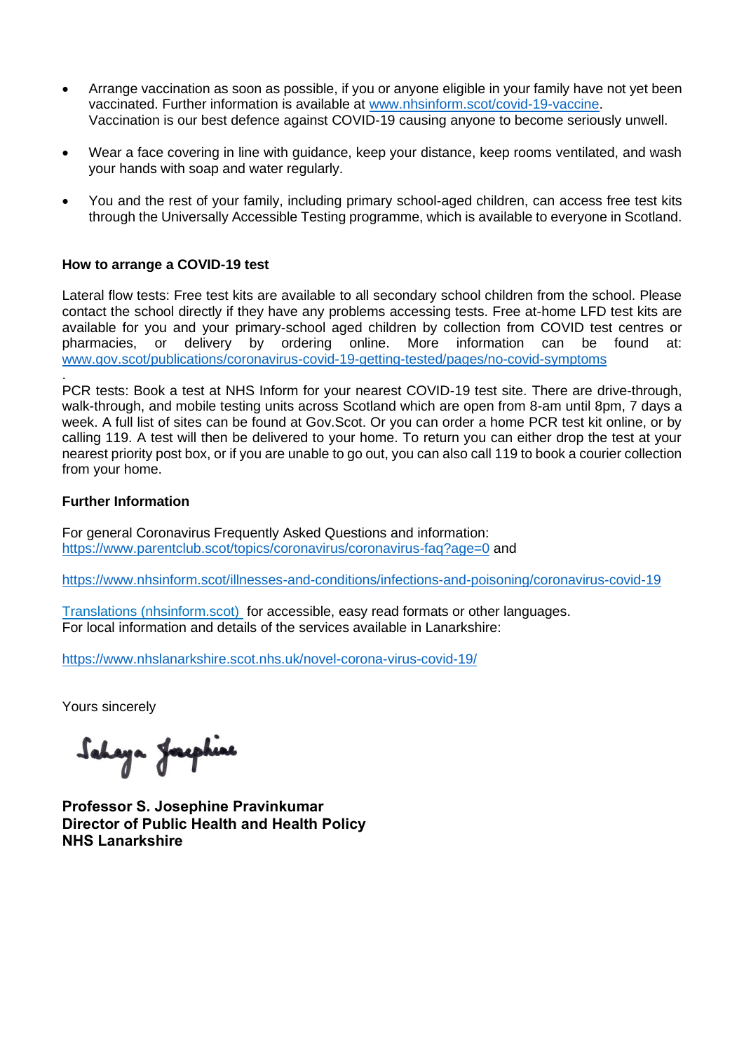- Arrange vaccination as soon as possible, if you or anyone eligible in your family have not yet been vaccinated. Further information is available at www.nhsinform.scot/covid-19-vaccine. Vaccination is our best defence against COVID-19 causing anyone to become seriously unwell.
- Wear a face covering in line with guidance, keep your distance, keep rooms ventilated, and wash your hands with soap and water regularly.
- You and the rest of your family, including primary school-aged children, can access free test kits through the Universally Accessible Testing programme, which is available to everyone in Scotland.

**How to arrange a COVID-19 test**

Lateral flow tests: Free test kits are available to all secondary school children from the school. Please contact the school directly if they have any problems accessing tests. Free at-home LFD test kits are available for you and your primary-school aged children by collection from COVID test centres or pharmacies, or delivery by ordering online. More information can be found at: www.gov.scot/publications/coronavirus-covid-19-getting-tested/pages/no-covid-symptoms

.
PCR tests: Book a test at NHS Inform for your nearest COVID-19 test site. There are drive-through, walk-through, and mobile testing units across Scotland which are open from 8-am until 8pm, 7 days a week. A full list of sites can be found at Gov.Scot. Or you can order a home PCR test kit online, or by calling 119. A test will then be delivered to your home. To return you can either drop the test at your nearest priority post box, or if you are unable to go out, you can also call 119 to book a courier collection from your home.

**Further Information**

For general Coronavirus Frequently Asked Questions and information:
https://www.parentclub.scot/topics/coronavirus/coronavirus-faq?age=0 and

https://www.nhsinform.scot/illnesses-and-conditions/infections-and-poisoning/coronavirus-covid-19

Translations (nhsinform.scot) for accessible, easy read formats or other languages.
For local information and details of the services available in Lanarkshire:

https://www.nhslanarkshire.scot.nhs.uk/novel-corona-virus-covid-19/

Yours sincerely

Sahaya Josephine

**Professor S. Josephine Pravinkumar**
**Director of Public Health and Health Policy**
**NHS Lanarkshire**